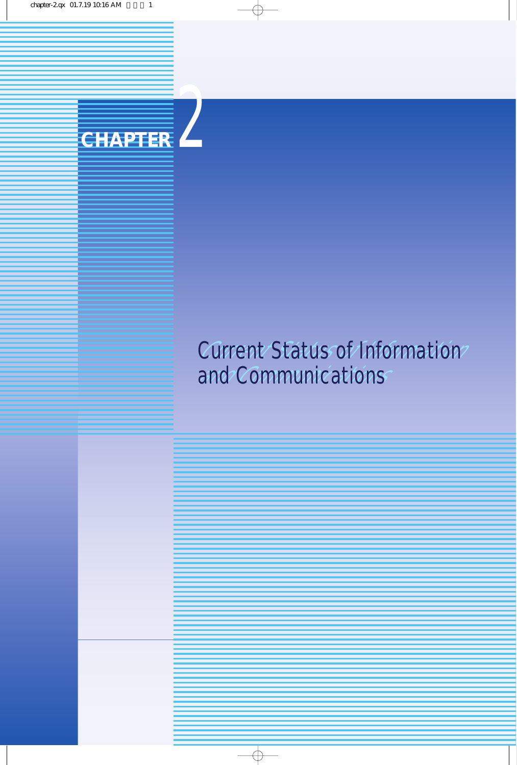# CHAPTER 2

## Current Status of Information and Communications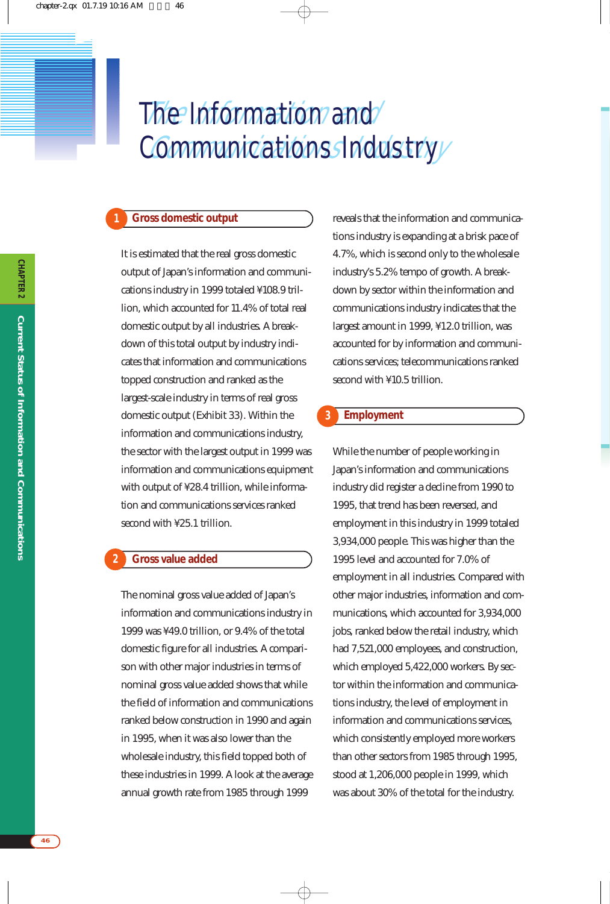# The Information and Communications Industry

## 1 Gross domestic output

It is estimated that the real gross domestic output of Japan's information and communications industry in 1999 totaled ¥108.9 trillion, which accounted for 11.4% of total real domestic output by all industries. A breakdown of this total output by industry indicates that information and communications topped construction and ranked as the largest-scale industry in terms of real gross domestic output (Exhibit 33). Within the information and communications industry, the sector with the largest output in 1999 was information and communications equipment with output of ¥28.4 trillion, while information and communications services ranked second with ¥25.1 trillion.

## 2 Gross value added

The nominal gross value added of Japan's information and communications industry in 1999 was ¥49.0 trillion, or 9.4% of the total domestic figure for all industries. A comparison with other major industries in terms of nominal gross value added shows that while the field of information and communications ranked below construction in 1990 and again in 1995, when it was also lower than the wholesale industry, this field topped both of these industries in 1999. A look at the average annual growth rate from 1985 through 1999 reveals that the information and communications industry is expanding at a brisk pace of 4.7%, which is second only to the wholesale industry's 5.2% tempo of growth. A breakdown by sector within the information and communications industry indicates that the largest amount in 1999, ¥12.0 trillion, was accounted for by information and communications services; telecommunications ranked second with ¥10.5 trillion.

## 3 Employment

While the number of people working in Japan's information and communications industry did register a decline from 1990 to 1995, that trend has been reversed, and employment in this industry in 1999 totaled 3,934,000 people. This was higher than the 1995 level and accounted for 7.0% of employment in all industries. Compared with other major industries, information and communications, which accounted for 3,934,000 jobs, ranked below the retail industry, which had 7,521,000 employees, and construction, which employed 5,422,000 workers. By sector within the information and communications industry, the level of employment in information and communications services, which consistently employed more workers than other sectors from 1985 through 1995, stood at 1,206,000 people in 1999, which was about 30% of the total for the industry.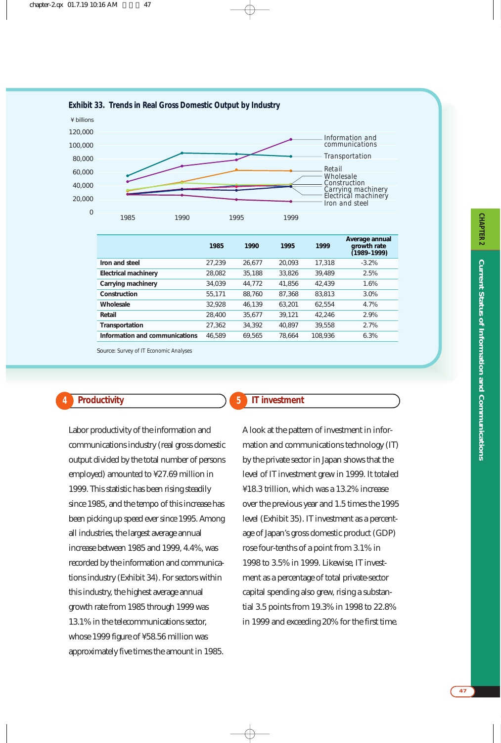**Exhibit 33. Trends in Real Gross Domestic Output by Industry**

¥ billions

| | 1985 | 1990 | 1995 | 1999 | Average annual growth rate (1989–1999) |
|---|---|---|---|---|---|
| Iron and steel | 27,239 | 26,677 | 20,093 | 17,318 | -3.2% |
| Electrical machinery | 28,082 | 35,188 | 33,826 | 39,489 | 2.5% |
| Carrying machinery | 34,039 | 44,772 | 41,856 | 42,439 | 1.6% |
| Construction | 55,171 | 88,760 | 87,368 | 83,813 | 3.0% |
| Wholesale | 32,928 | 46,139 | 63,201 | 62,554 | 4.7% |
| Retail | 28,400 | 35,677 | 39,121 | 42,246 | 2.9% |
| Transportation | 27,362 | 34,392 | 40,897 | 39,558 | 2.7% |
| Information and communications | 46,589 | 69,565 | 78,664 | 108,936 | 6.3% |

Source: Survey of IT Economic Analyses

## 4 Productivity

Labor productivity of the information and communications industry (real gross domestic output divided by the total number of persons employed) amounted to ¥27.69 million in 1999. This statistic has been rising steadily since 1985, and the tempo of this increase has been picking up speed ever since 1995. Among all industries, the largest average annual increase between 1985 and 1999, 4.4%, was recorded by the information and communications industry (Exhibit 34). For sectors within this industry, the highest average annual growth rate from 1985 through 1999 was 13.1% in the telecommunications sector, whose 1999 figure of ¥58.56 million was approximately five times the amount in 1985.

## 5 IT investment

A look at the pattern of investment in information and communications technology (IT) by the private sector in Japan shows that the level of IT investment grew in 1999. It totaled ¥18.3 trillion, which was a 13.2% increase over the previous year and 1.5 times the 1995 level (Exhibit 35). IT investment as a percentage of Japan's gross domestic product (GDP) rose four-tenths of a point from 3.1% in 1998 to 3.5% in 1999. Likewise, IT investment as a percentage of total private-sector capital spending also grew, rising a substantial 3.5 points from 19.3% in 1998 to 22.8% in 1999 and exceeding 20% for the first time.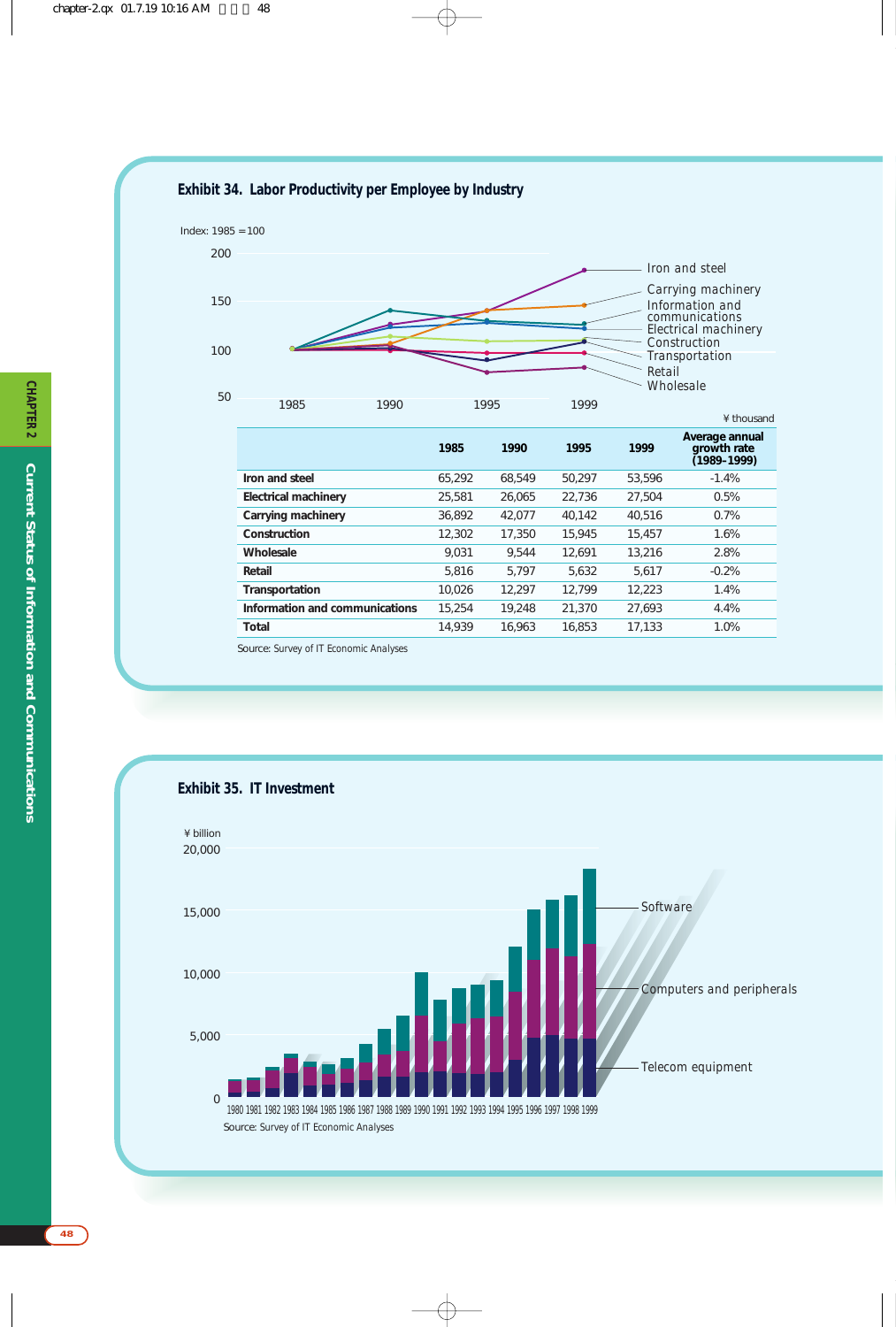### Exhibit 34. Labor Productivity per Employee by Industry

Index: 1985 = 100

¥ thousand

| | 1985 | 1990 | 1995 | 1999 | Average annual growth rate (1989–1999) |
|---|---|---|---|---|---|
| **Iron and steel** | 65,292 | 68,549 | 50,297 | 53,596 | -1.4% |
| **Electrical machinery** | 25,581 | 26,065 | 22,736 | 27,504 | 0.5% |
| **Carrying machinery** | 36,892 | 42,077 | 40,142 | 40,516 | 0.7% |
| **Construction** | 12,302 | 17,350 | 15,945 | 15,457 | 1.6% |
| **Wholesale** | 9,031 | 9,544 | 12,691 | 13,216 | 2.8% |
| **Retail** | 5,816 | 5,797 | 5,632 | 5,617 | -0.2% |
| **Transportation** | 10,026 | 12,297 | 12,799 | 12,223 | 1.4% |
| **Information and communications** | 15,254 | 19,248 | 21,370 | 27,693 | 4.4% |
| **Total** | 14,939 | 16,963 | 16,853 | 17,133 | 1.0% |

Source: Survey of IT Economic Analyses

### Exhibit 35. IT Investment

Source: Survey of IT Economic Analyses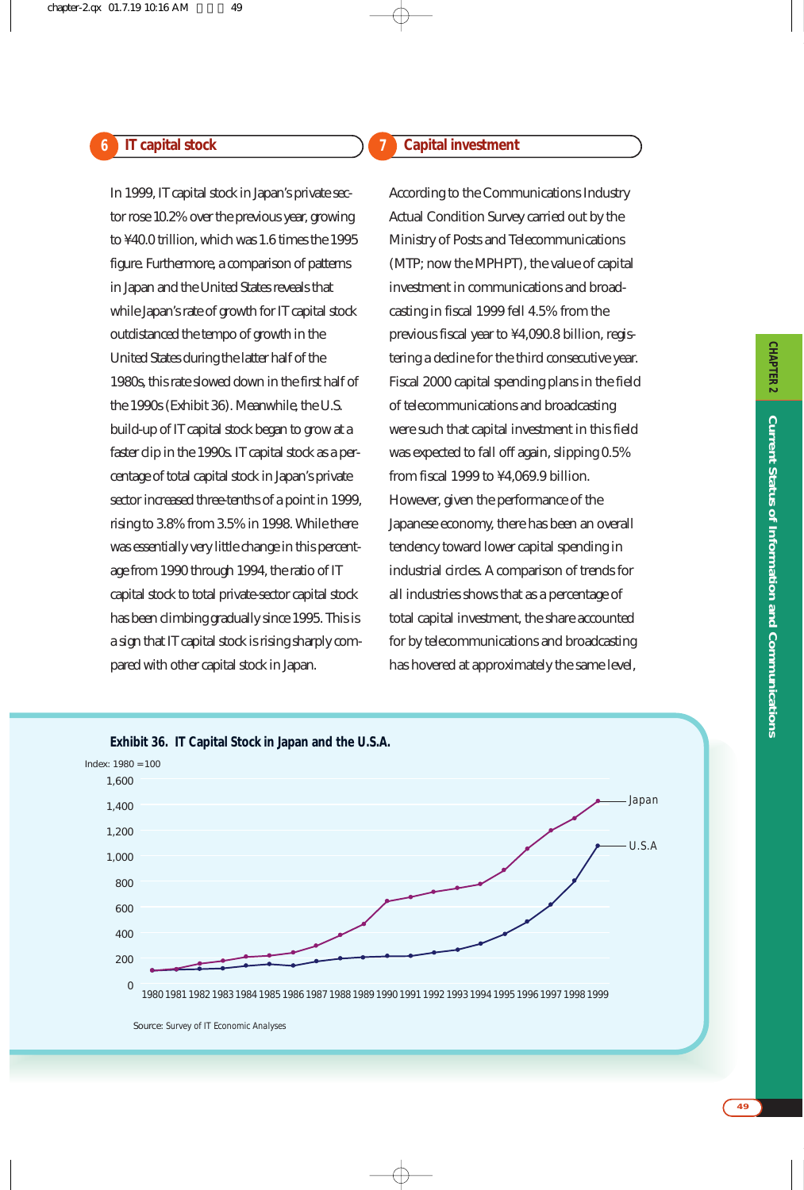## 6 IT capital stock

In 1999, IT capital stock in Japan's private sector rose 10.2% over the previous year, growing to ¥40.0 trillion, which was 1.6 times the 1995 figure. Furthermore, a comparison of patterns in Japan and the United States reveals that while Japan's rate of growth for IT capital stock outdistanced the tempo of growth in the United States during the latter half of the 1980s, this rate slowed down in the first half of the 1990s (Exhibit 36). Meanwhile, the U.S. build-up of IT capital stock began to grow at a faster clip in the 1990s. IT capital stock as a percentage of total capital stock in Japan's private sector increased three-tenths of a point in 1999, rising to 3.8% from 3.5% in 1998. While there was essentially very little change in this percentage from 1990 through 1994, the ratio of IT capital stock to total private-sector capital stock has been climbing gradually since 1995. This is a sign that IT capital stock is rising sharply compared with other capital stock in Japan.

## 7 Capital investment

According to the Communications Industry Actual Condition Survey carried out by the Ministry of Posts and Telecommunications (MTP; now the MPHPT), the value of capital investment in communications and broadcasting in fiscal 1999 fell 4.5% from the previous fiscal year to ¥4,090.8 billion, registering a decline for the third consecutive year. Fiscal 2000 capital spending plans in the field of telecommunications and broadcasting were such that capital investment in this field was expected to fall off again, slipping 0.5% from fiscal 1999 to ¥4,069.9 billion. However, given the performance of the Japanese economy, there has been an overall tendency toward lower capital spending in industrial circles. A comparison of trends for all industries shows that as a percentage of total capital investment, the share accounted for by telecommunications and broadcasting has hovered at approximately the same level,

**Exhibit 36. IT Capital Stock in Japan and the U.S.A.**

Index: 1980 = 100

Source: Survey of IT Economic Analyses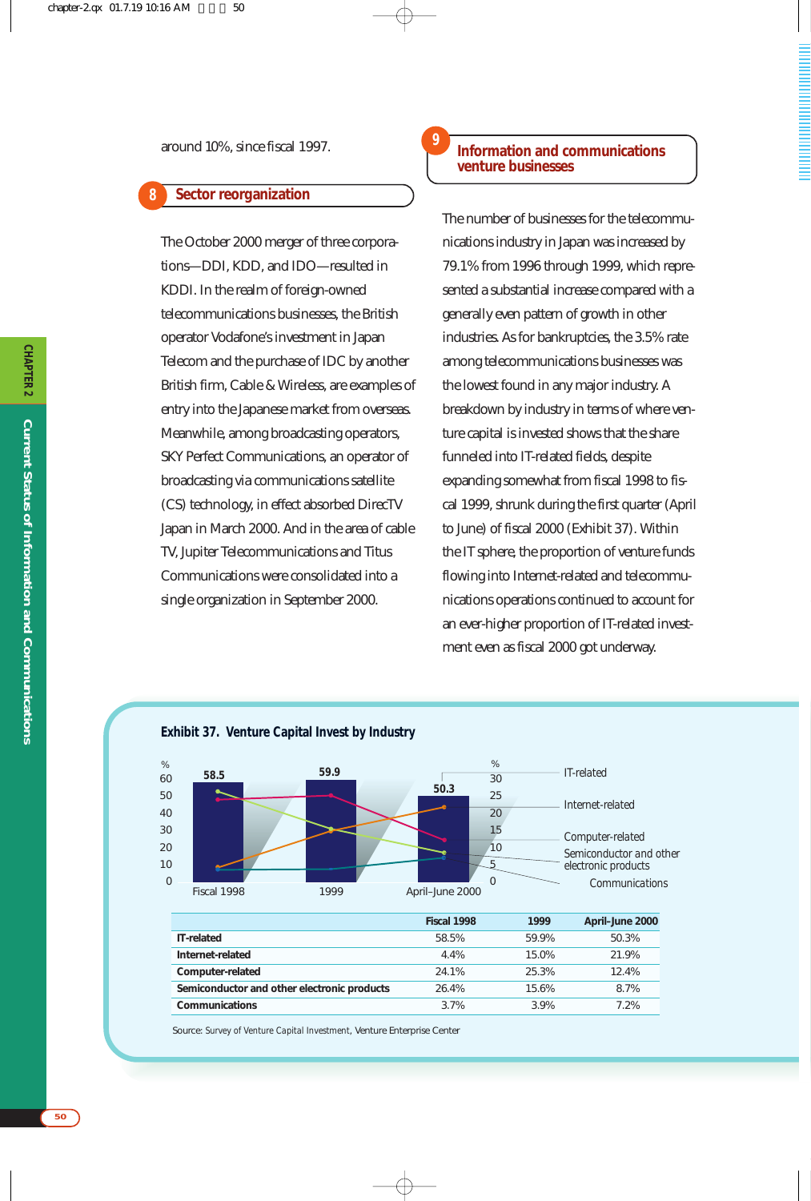around 10%, since fiscal 1997.

## 8 Sector reorganization

The October 2000 merger of three corporations—DDI, KDD, and IDO—resulted in KDDI. In the realm of foreign-owned telecommunications businesses, the British operator Vodafone's investment in Japan Telecom and the purchase of IDC by another British firm, Cable & Wireless, are examples of entry into the Japanese market from overseas. Meanwhile, among broadcasting operators, SKY Perfect Communications, an operator of broadcasting via communications satellite (CS) technology, in effect absorbed DirecTV Japan in March 2000. And in the area of cable TV, Jupiter Telecommunications and Titus Communications were consolidated into a single organization in September 2000.

## 9 Information and communications venture businesses

The number of businesses for the telecommunications industry in Japan was increased by 79.1% from 1996 through 1999, which represented a substantial increase compared with a generally even pattern of growth in other industries. As for bankruptcies, the 3.5% rate among telecommunications businesses was the lowest found in any major industry. A breakdown by industry in terms of where venture capital is invested shows that the share funneled into IT-related fields, despite expanding somewhat from fiscal 1998 to fiscal 1999, shrunk during the first quarter (April to June) of fiscal 2000 (Exhibit 37). Within the IT sphere, the proportion of venture funds flowing into Internet-related and telecommunications operations continued to account for an ever-higher proportion of IT-related investment even as fiscal 2000 got underway.

**Exhibit 37. Venture Capital Invest by Industry**

| | Fiscal 1998 | 1999 | April–June 2000 |
|---|---|---|---|
| IT-related | 58.5% | 59.9% | 50.3% |
| Internet-related | 4.4% | 15.0% | 21.9% |
| Computer-related | 24.1% | 25.3% | 12.4% |
| Semiconductor and other electronic products | 26.4% | 15.6% | 8.7% |
| Communications | 3.7% | 3.9% | 7.2% |

Source: Survey of Venture Capital Investment, Venture Enterprise Center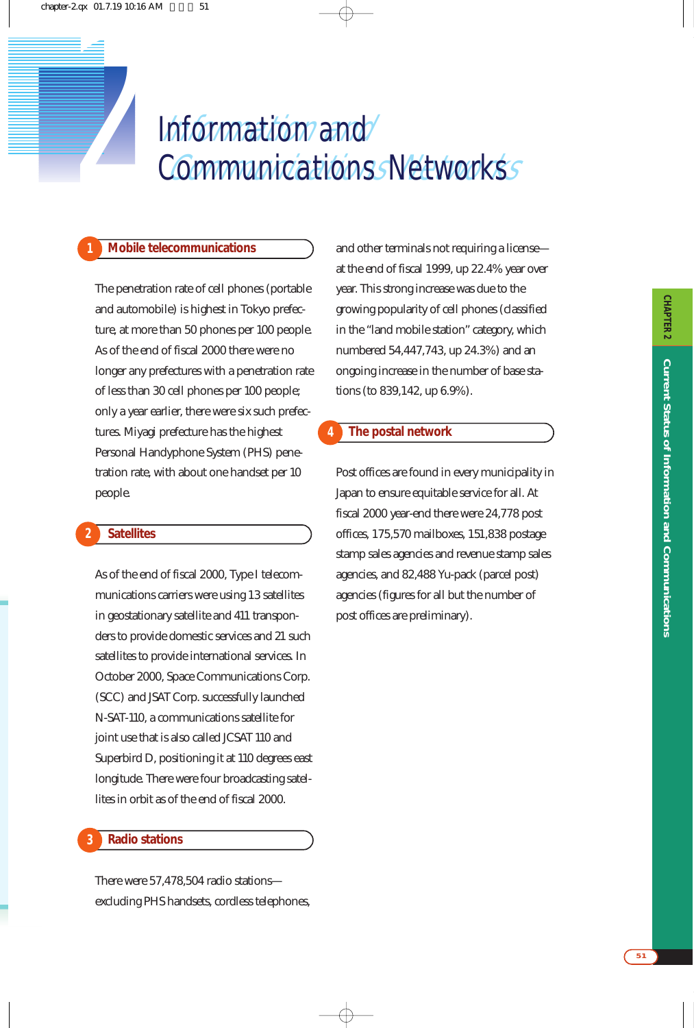# Information and Communications Networks

## 1 Mobile telecommunications

The penetration rate of cell phones (portable and automobile) is highest in Tokyo prefecture, at more than 50 phones per 100 people. As of the end of fiscal 2000 there were no longer any prefectures with a penetration rate of less than 30 cell phones per 100 people; only a year earlier, there were six such prefectures. Miyagi prefecture has the highest Personal Handyphone System (PHS) penetration rate, with about one handset per 10 people.

## 2 Satellites

As of the end of fiscal 2000, Type I telecommunications carriers were using 13 satellites in geostationary satellite and 411 transponders to provide domestic services and 21 such satellites to provide international services. In October 2000, Space Communications Corp. (SCC) and JSAT Corp. successfully launched N-SAT-110, a communications satellite for joint use that is also called JCSAT 110 and Superbird D, positioning it at 110 degrees east longitude. There were four broadcasting satellites in orbit as of the end of fiscal 2000.

## 3 Radio stations

There were 57,478,504 radio stations—excluding PHS handsets, cordless telephones, and other terminals not requiring a license—at the end of fiscal 1999, up 22.4% year over year. This strong increase was due to the growing popularity of cell phones (classified in the "land mobile station" category, which numbered 54,447,743, up 24.3%) and an ongoing increase in the number of base stations (to 839,142, up 6.9%).

## 4 The postal network

Post offices are found in every municipality in Japan to ensure equitable service for all. At fiscal 2000 year-end there were 24,778 post offices, 175,570 mailboxes, 151,838 postage stamp sales agencies and revenue stamp sales agencies, and 82,488 Yu-pack (parcel post) agencies (figures for all but the number of post offices are preliminary).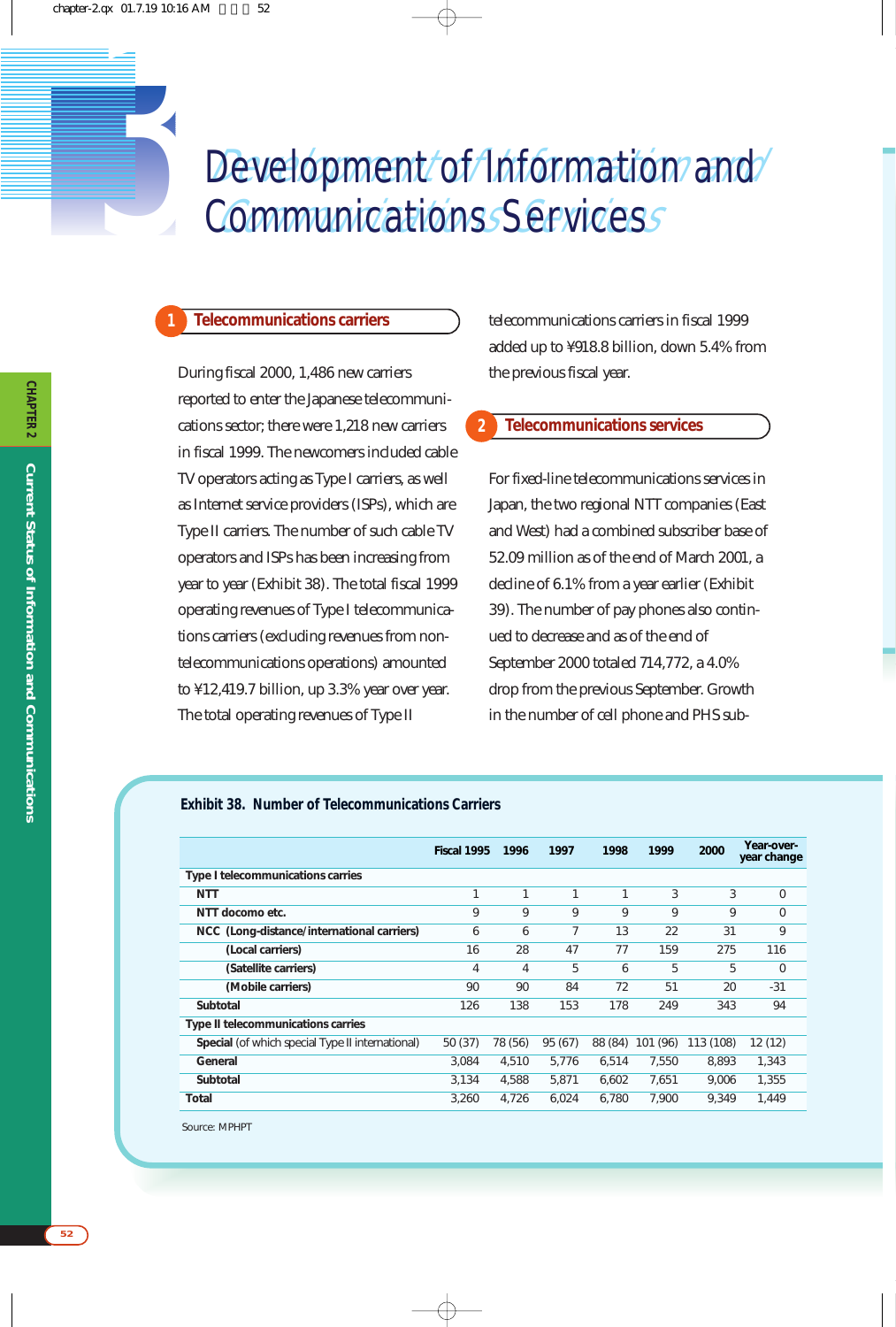# 3 Development of Information and Communications Services

## 1 Telecommunications carriers

During fiscal 2000, 1,486 new carriers reported to enter the Japanese telecommunications sector; there were 1,218 new carriers in fiscal 1999. The newcomers included cable TV operators acting as Type I carriers, as well as Internet service providers (ISPs), which are Type II carriers. The number of such cable TV operators and ISPs has been increasing from year to year (Exhibit 38). The total fiscal 1999 operating revenues of Type I telecommunications carriers (excluding revenues from non-telecommunications operations) amounted to ¥12,419.7 billion, up 3.3% year over year. The total operating revenues of Type II telecommunications carriers in fiscal 1999 added up to ¥918.8 billion, down 5.4% from the previous fiscal year.

## 2 Telecommunications services

For fixed-line telecommunications services in Japan, the two regional NTT companies (East and West) had a combined subscriber base of 52.09 million as of the end of March 2001, a decline of 6.1% from a year earlier (Exhibit 39). The number of pay phones also continued to decrease and as of the end of September 2000 totaled 714,772, a 4.0% drop from the previous September. Growth in the number of cell phone and PHS sub-

**Exhibit 38. Number of Telecommunications Carriers**

| | Fiscal 1995 | 1996 | 1997 | 1998 | 1999 | 2000 | Year-over-year change |
|---|---|---|---|---|---|---|---|
| **Type I telecommunications carries** | | | | | | | |
| **NTT** | 1 | 1 | 1 | 1 | 3 | 3 | 0 |
| **NTT docomo etc.** | 9 | 9 | 9 | 9 | 9 | 9 | 0 |
| **NCC (Long-distance/international carriers)** | 6 | 6 | 7 | 13 | 22 | 31 | 9 |
| **(Local carriers)** | 16 | 28 | 47 | 77 | 159 | 275 | 116 |
| **(Satellite carriers)** | 4 | 4 | 5 | 6 | 5 | 5 | 0 |
| **(Mobile carriers)** | 90 | 90 | 84 | 72 | 51 | 20 | -31 |
| **Subtotal** | 126 | 138 | 153 | 178 | 249 | 343 | 94 |
| **Type II telecommunications carries** | | | | | | | |
| **Special** (of which special Type II international) | 50 (37) | 78 (56) | 95 (67) | 88 (84) | 101 (96) | 113 (108) | 12 (12) |
| **General** | 3,084 | 4,510 | 5,776 | 6,514 | 7,550 | 8,893 | 1,343 |
| **Subtotal** | 3,134 | 4,588 | 5,871 | 6,602 | 7,651 | 9,006 | 1,355 |
| **Total** | 3,260 | 4,726 | 6,024 | 6,780 | 7,900 | 9,349 | 1,449 |

Source: MPHPT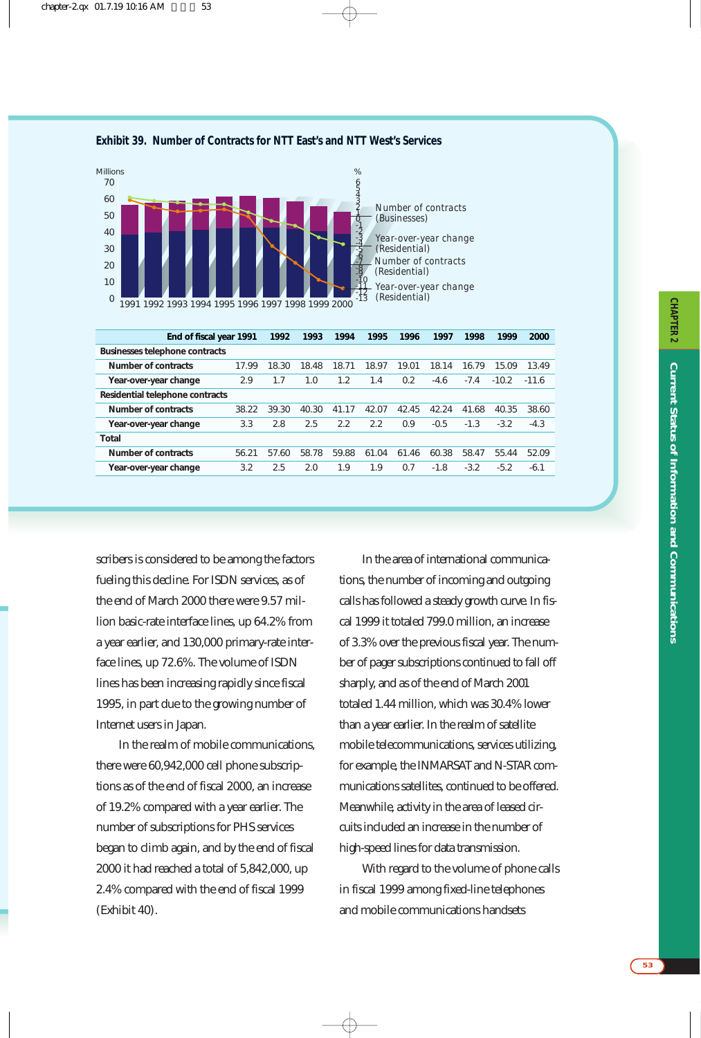**Exhibit 39. Number of Contracts for NTT East's and NTT West's Services**

| End of fiscal year | 1991 | 1992 | 1993 | 1994 | 1995 | 1996 | 1997 | 1998 | 1999 | 2000 |
|---|---|---|---|---|---|---|---|---|---|---|
| **Businesses telephone contracts** | | | | | | | | | | |
| Number of contracts | 17.99 | 18.30 | 18.48 | 18.71 | 18.97 | 19.01 | 18.14 | 16.79 | 15.09 | 13.49 |
| Year-over-year change | 2.9 | 1.7 | 1.0 | 1.2 | 1.4 | 0.2 | -4.6 | -7.4 | -10.2 | -11.6 |
| **Residential telephone contracts** | | | | | | | | | | |
| Number of contracts | 38.22 | 39.30 | 40.30 | 41.17 | 42.07 | 42.45 | 42.24 | 41.68 | 40.35 | 38.60 |
| Year-over-year change | 3.3 | 2.8 | 2.5 | 2.2 | 2.2 | 0.9 | -0.5 | -1.3 | -3.2 | -4.3 |
| **Total** | | | | | | | | | | |
| Number of contracts | 56.21 | 57.60 | 58.78 | 59.88 | 61.04 | 61.46 | 60.38 | 58.47 | 55.44 | 52.09 |
| Year-over-year change | 3.2 | 2.5 | 2.0 | 1.9 | 1.9 | 0.7 | -1.8 | -3.2 | -5.2 | -6.1 |

scribers is considered to be among the factors fueling this decline. For ISDN services, as of the end of March 2000 there were 9.57 million basic-rate interface lines, up 64.2% from a year earlier, and 130,000 primary-rate interface lines, up 72.6%. The volume of ISDN lines has been increasing rapidly since fiscal 1995, in part due to the growing number of Internet users in Japan.

In the realm of mobile communications, there were 60,942,000 cell phone subscriptions as of the end of fiscal 2000, an increase of 19.2% compared with a year earlier. The number of subscriptions for PHS services began to climb again, and by the end of fiscal 2000 it had reached a total of 5,842,000, up 2.4% compared with the end of fiscal 1999 (Exhibit 40).

In the area of international communications, the number of incoming and outgoing calls has followed a steady growth curve. In fiscal 1999 it totaled 799.0 million, an increase of 3.3% over the previous fiscal year. The number of pager subscriptions continued to fall off sharply, and as of the end of March 2001 totaled 1.44 million, which was 30.4% lower than a year earlier. In the realm of satellite mobile telecommunications, services utilizing, for example, the INMARSAT and N-STAR communications satellites, continued to be offered. Meanwhile, activity in the area of leased circuits included an increase in the number of high-speed lines for data transmission.

With regard to the volume of phone calls in fiscal 1999 among fixed-line telephones and mobile communications handsets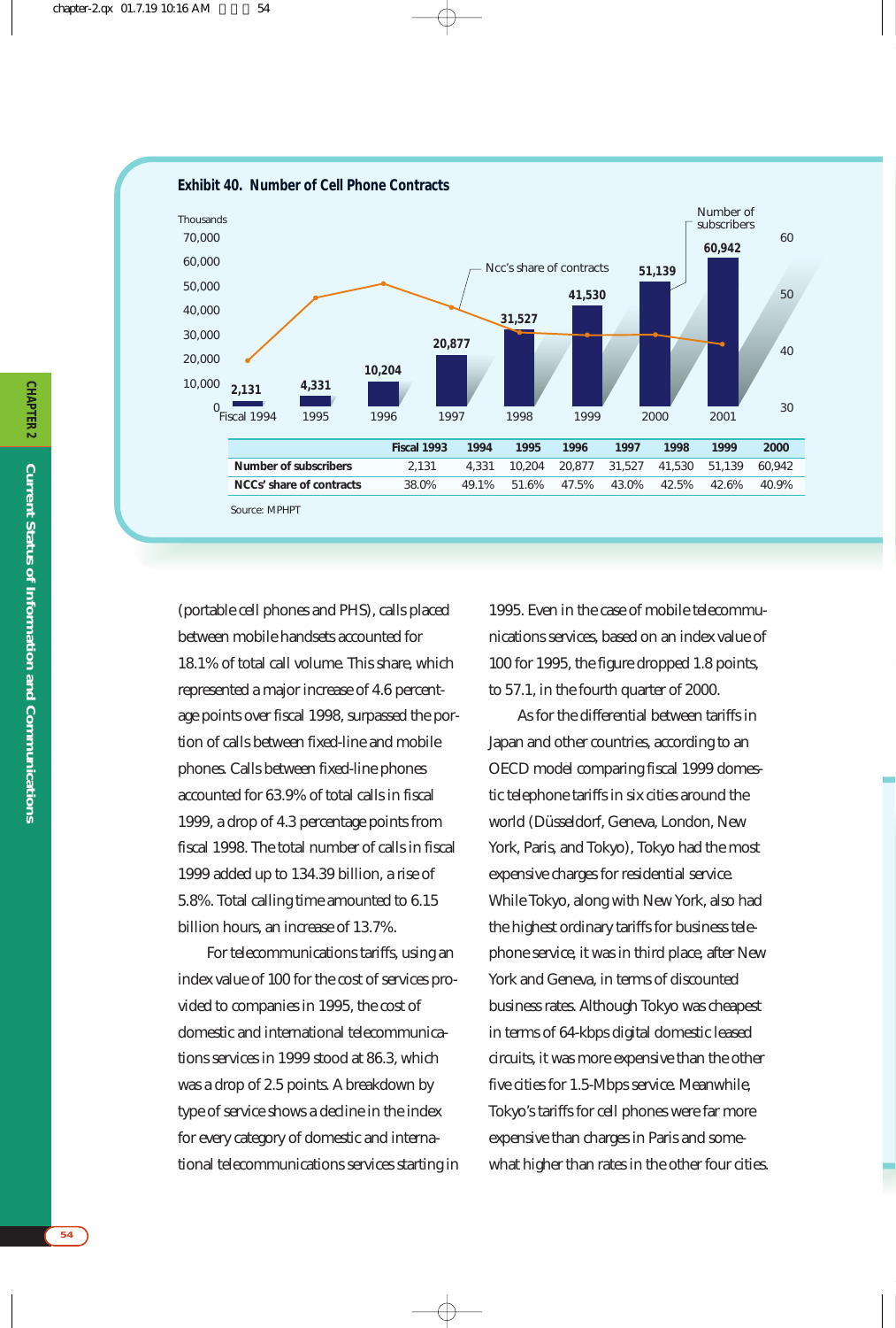**Exhibit 40. Number of Cell Phone Contracts**

|  | Fiscal 1993 | 1994 | 1995 | 1996 | 1997 | 1998 | 1999 | 2000 |
|---|---|---|---|---|---|---|---|---|
| Number of subscribers | 2,131 | 4,331 | 10,204 | 20,877 | 31,527 | 41,530 | 51,139 | 60,942 |
| NCCs' share of contracts | 38.0% | 49.1% | 51.6% | 47.5% | 43.0% | 42.5% | 42.6% | 40.9% |

Source: MPHPT

(portable cell phones and PHS), calls placed between mobile handsets accounted for 18.1% of total call volume. This share, which represented a major increase of 4.6 percentage points over fiscal 1998, surpassed the portion of calls between fixed-line and mobile phones. Calls between fixed-line phones accounted for 63.9% of total calls in fiscal 1999, a drop of 4.3 percentage points from fiscal 1998. The total number of calls in fiscal 1999 added up to 134.39 billion, a rise of 5.8%. Total calling time amounted to 6.15 billion hours, an increase of 13.7%.

For telecommunications tariffs, using an index value of 100 for the cost of services provided to companies in 1995, the cost of domestic and international telecommunications services in 1999 stood at 86.3, which was a drop of 2.5 points. A breakdown by type of service shows a decline in the index for every category of domestic and international telecommunications services starting in 1995. Even in the case of mobile telecommunications services, based on an index value of 100 for 1995, the figure dropped 1.8 points, to 57.1, in the fourth quarter of 2000.

As for the differential between tariffs in Japan and other countries, according to an OECD model comparing fiscal 1999 domestic telephone tariffs in six cities around the world (Düsseldorf, Geneva, London, New York, Paris, and Tokyo), Tokyo had the most expensive charges for residential service. While Tokyo, along with New York, also had the highest ordinary tariffs for business telephone service, it was in third place, after New York and Geneva, in terms of discounted business rates. Although Tokyo was cheapest in terms of 64-kbps digital domestic leased circuits, it was more expensive than the other five cities for 1.5-Mbps service. Meanwhile, Tokyo's tariffs for cell phones were far more expensive than charges in Paris and somewhat higher than rates in the other four cities.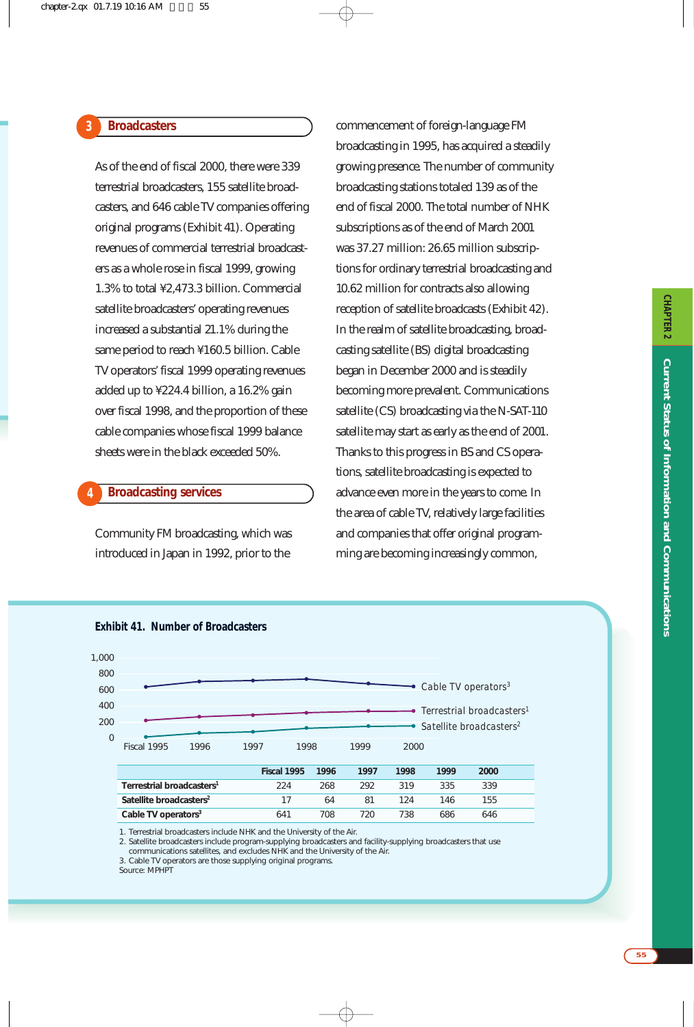## 3 Broadcasters

As of the end of fiscal 2000, there were 339 terrestrial broadcasters, 155 satellite broadcasters, and 646 cable TV companies offering original programs (Exhibit 41). Operating revenues of commercial terrestrial broadcasters as a whole rose in fiscal 1999, growing 1.3% to total ¥2,473.3 billion. Commercial satellite broadcasters' operating revenues increased a substantial 21.1% during the same period to reach ¥160.5 billion. Cable TV operators' fiscal 1999 operating revenues added up to ¥224.4 billion, a 16.2% gain over fiscal 1998, and the proportion of these cable companies whose fiscal 1999 balance sheets were in the black exceeded 50%.

## 4 Broadcasting services

Community FM broadcasting, which was introduced in Japan in 1992, prior to the commencement of foreign-language FM broadcasting in 1995, has acquired a steadily growing presence. The number of community broadcasting stations totaled 139 as of the end of fiscal 2000. The total number of NHK subscriptions as of the end of March 2001 was 37.27 million: 26.65 million subscriptions for ordinary terrestrial broadcasting and 10.62 million for contracts also allowing reception of satellite broadcasts (Exhibit 42). In the realm of satellite broadcasting, broadcasting satellite (BS) digital broadcasting began in December 2000 and is steadily becoming more prevalent. Communications satellite (CS) broadcasting via the N-SAT-110 satellite may start as early as the end of 2001. Thanks to this progress in BS and CS operations, satellite broadcasting is expected to advance even more in the years to come. In the area of cable TV, relatively large facilities and companies that offer original programming are becoming increasingly common,

**Exhibit 41. Number of Broadcasters**

| | Fiscal 1995 | 1996 | 1997 | 1998 | 1999 | 2000 |
|---|---|---|---|---|---|---|
| Terrestrial broadcasters[1] | 224 | 268 | 292 | 319 | 335 | 339 |
| Satellite broadcasters[2] | 17 | 64 | 81 | 124 | 146 | 155 |
| Cable TV operators[3] | 641 | 708 | 720 | 738 | 686 | 646 |

1. Terrestrial broadcasters include NHK and the University of the Air.
2. Satellite broadcasters include program-supplying broadcasters and facility-supplying broadcasters that use communications satellites, and excludes NHK and the University of the Air.
3. Cable TV operators are those supplying original programs.

Source: MPHPT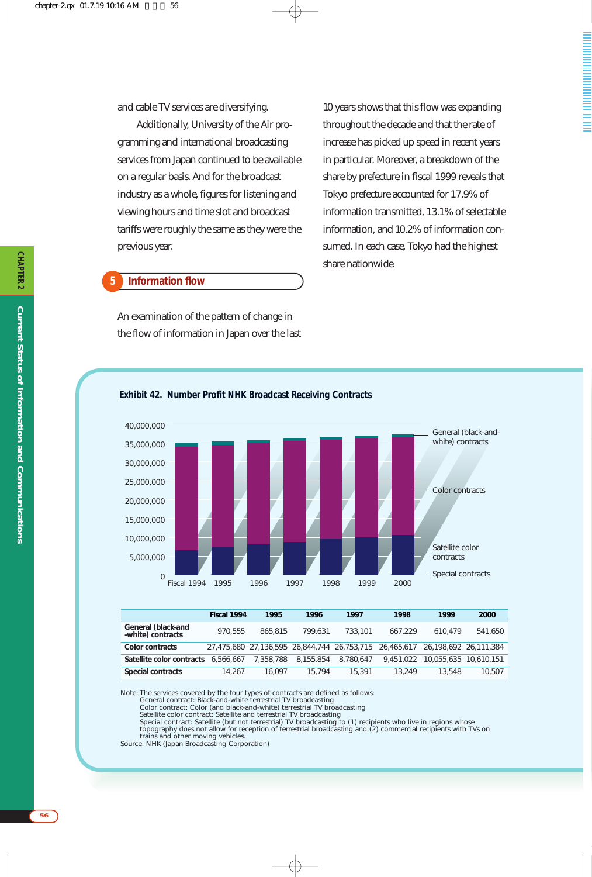and cable TV services are diversifying.

Additionally, University of the Air programming and international broadcasting services from Japan continued to be available on a regular basis. And for the broadcast industry as a whole, figures for listening and viewing hours and time slot and broadcast tariffs were roughly the same as they were the previous year.

## 5 Information flow

An examination of the pattern of change in the flow of information in Japan over the last 10 years shows that this flow was expanding throughout the decade and that the rate of increase has picked up speed in recent years in particular. Moreover, a breakdown of the share by prefecture in fiscal 1999 reveals that Tokyo prefecture accounted for 17.9% of information transmitted, 13.1% of selectable information, and 10.2% of information consumed. In each case, Tokyo had the highest share nationwide.

**Exhibit 42. Number Profit NHK Broadcast Receiving Contracts**

| | Fiscal 1994 | 1995 | 1996 | 1997 | 1998 | 1999 | 2000 |
|---|---|---|---|---|---|---|---|
| General (black-and -white) contracts | 970,555 | 865,815 | 799,631 | 733,101 | 667,229 | 610,479 | 541,650 |
| Color contracts | 27,475,680 | 27,136,595 | 26,844,744 | 26,753,715 | 26,465,617 | 26,198,692 | 26,111,384 |
| Satellite color contracts | 6,566,667 | 7,358,788 | 8,155,854 | 8,780,647 | 9,451,022 | 10,055,635 | 10,610,151 |
| Special contracts | 14,267 | 16,097 | 15,794 | 15,391 | 13,249 | 13,548 | 10,507 |

Note: The services covered by the four types of contracts are defined as follows:
General contract: Black-and-white terrestrial TV broadcasting
Color contract: Color (and black-and-white) terrestrial TV broadcasting
Satellite color contract: Satellite and terrestrial TV broadcasting
Special contract: Satellite (but not terrestrial) TV broadcasting to (1) recipients who live in regions whose topography does not allow for reception of terrestrial broadcasting and (2) commercial recipients with TVs on trains and other moving vehicles.

Source: NHK (Japan Broadcasting Corporation)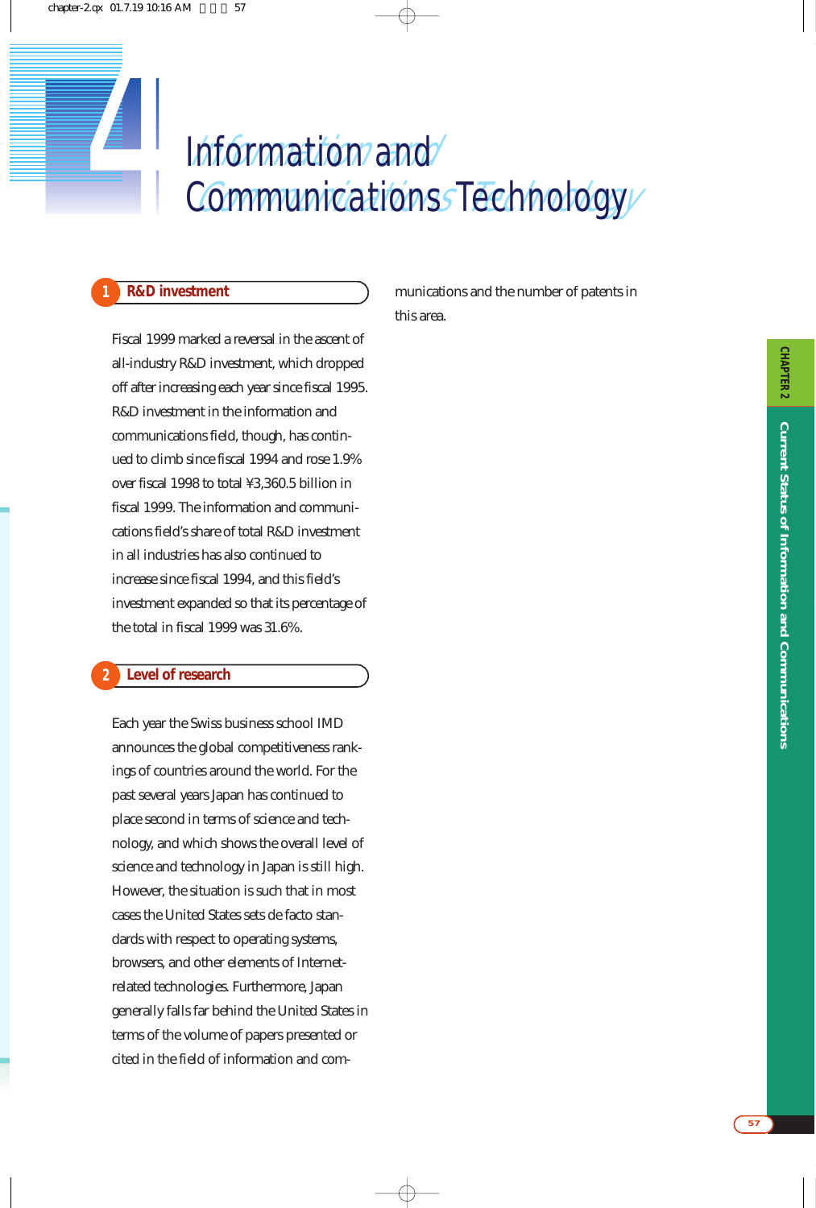# 4 Information and Communications Technology

## 1 R&D investment

Fiscal 1999 marked a reversal in the ascent of all-industry R&D investment, which dropped off after increasing each year since fiscal 1995. R&D investment in the information and communications field, though, has continued to climb since fiscal 1994 and rose 1.9% over fiscal 1998 to total ¥3,360.5 billion in fiscal 1999. The information and communications field's share of total R&D investment in all industries has also continued to increase since fiscal 1994, and this field's investment expanded so that its percentage of the total in fiscal 1999 was 31.6%.

## 2 Level of research

Each year the Swiss business school IMD announces the global competitiveness rankings of countries around the world. For the past several years Japan has continued to place second in terms of science and technology, and which shows the overall level of science and technology in Japan is still high. However, the situation is such that in most cases the United States sets de facto standards with respect to operating systems, browsers, and other elements of Internet-related technologies. Furthermore, Japan generally falls far behind the United States in terms of the volume of papers presented or cited in the field of information and communications and the number of patents in this area.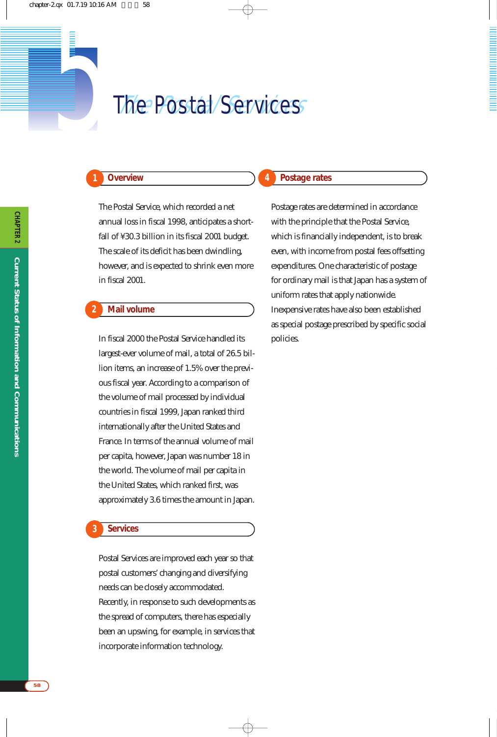# 5 The Postal Services

## 1 Overview

The Postal Service, which recorded a net annual loss in fiscal 1998, anticipates a shortfall of ¥30.3 billion in its fiscal 2001 budget. The scale of its deficit has been dwindling, however, and is expected to shrink even more in fiscal 2001.

## 2 Mail volume

In fiscal 2000 the Postal Service handled its largest-ever volume of mail, a total of 26.5 billion items, an increase of 1.5% over the previous fiscal year. According to a comparison of the volume of mail processed by individual countries in fiscal 1999, Japan ranked third internationally after the United States and France. In terms of the annual volume of mail per capita, however, Japan was number 18 in the world. The volume of mail per capita in the United States, which ranked first, was approximately 3.6 times the amount in Japan.

## 3 Services

Postal Services are improved each year so that postal customers' changing and diversifying needs can be closely accommodated. Recently, in response to such developments as the spread of computers, there has especially been an upswing, for example, in services that incorporate information technology.

## 4 Postage rates

Postage rates are determined in accordance with the principle that the Postal Service, which is financially independent, is to break even, with income from postal fees offsetting expenditures. One characteristic of postage for ordinary mail is that Japan has a system of uniform rates that apply nationwide. Inexpensive rates have also been established as special postage prescribed by specific social policies.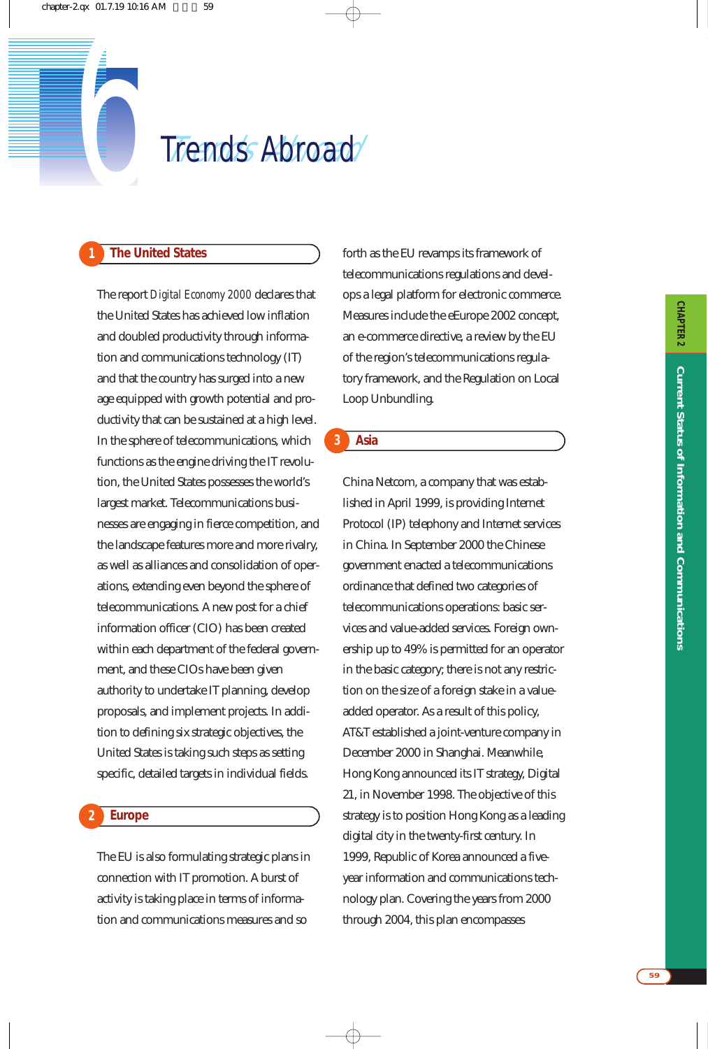# 6 Trends Abroad

## 1 The United States

The report *Digital Economy 2000* declares that the United States has achieved low inflation and doubled productivity through information and communications technology (IT) and that the country has surged into a new age equipped with growth potential and productivity that can be sustained at a high level. In the sphere of telecommunications, which functions as the engine driving the IT revolution, the United States possesses the world's largest market. Telecommunications businesses are engaging in fierce competition, and the landscape features more and more rivalry, as well as alliances and consolidation of operations, extending even beyond the sphere of telecommunications. A new post for a chief information officer (CIO) has been created within each department of the federal government, and these CIOs have been given authority to undertake IT planning, develop proposals, and implement projects. In addition to defining six strategic objectives, the United States is taking such steps as setting specific, detailed targets in individual fields.

## 2 Europe

The EU is also formulating strategic plans in connection with IT promotion. A burst of activity is taking place in terms of information and communications measures and so forth as the EU revamps its framework of telecommunications regulations and develops a legal platform for electronic commerce. Measures include the eEurope 2002 concept, an e-commerce directive, a review by the EU of the region's telecommunications regulatory framework, and the Regulation on Local Loop Unbundling.

## 3 Asia

China Netcom, a company that was established in April 1999, is providing Internet Protocol (IP) telephony and Internet services in China. In September 2000 the Chinese government enacted a telecommunications ordinance that defined two categories of telecommunications operations: basic services and value-added services. Foreign ownership up to 49% is permitted for an operator in the basic category; there is not any restriction on the size of a foreign stake in a value-added operator. As a result of this policy, AT&T established a joint-venture company in December 2000 in Shanghai. Meanwhile, Hong Kong announced its IT strategy, Digital 21, in November 1998. The objective of this strategy is to position Hong Kong as a leading digital city in the twenty-first century. In 1999, Republic of Korea announced a five-year information and communications technology plan. Covering the years from 2000 through 2004, this plan encompasses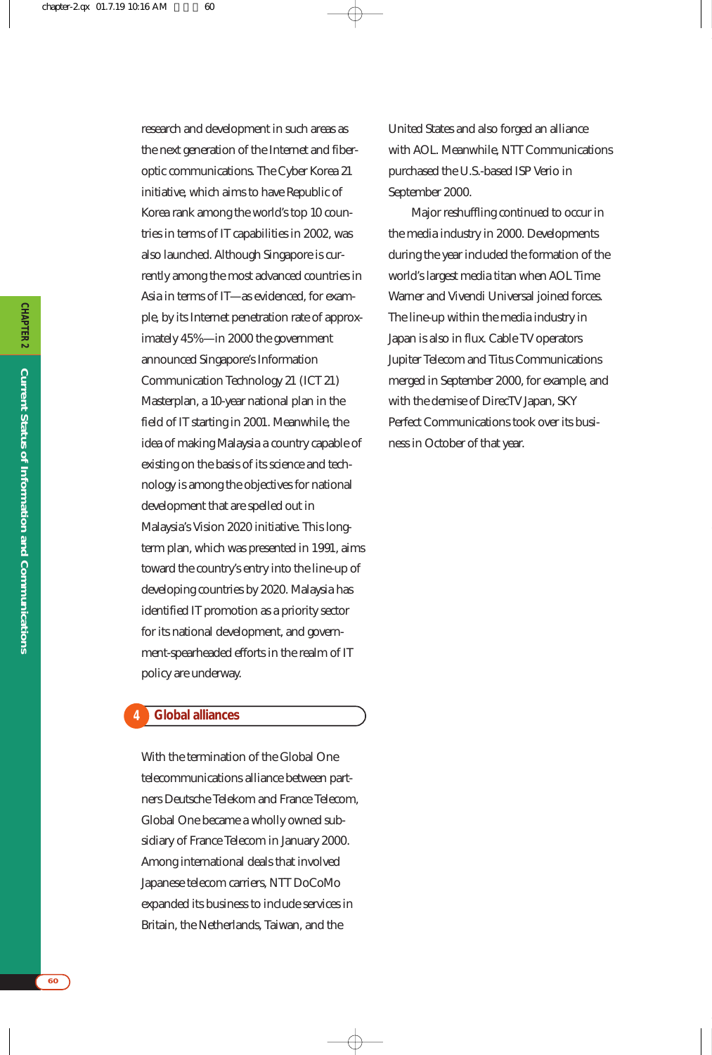research and development in such areas as the next generation of the Internet and fiber-optic communications. The Cyber Korea 21 initiative, which aims to have Republic of Korea rank among the world's top 10 countries in terms of IT capabilities in 2002, was also launched. Although Singapore is currently among the most advanced countries in Asia in terms of IT—as evidenced, for example, by its Internet penetration rate of approximately 45%—in 2000 the government announced Singapore's Information Communication Technology 21 (ICT 21) Masterplan, a 10-year national plan in the field of IT starting in 2001. Meanwhile, the idea of making Malaysia a country capable of existing on the basis of its science and technology is among the objectives for national development that are spelled out in Malaysia's Vision 2020 initiative. This long-term plan, which was presented in 1991, aims toward the country's entry into the line-up of developing countries by 2020. Malaysia has identified IT promotion as a priority sector for its national development, and government-spearheaded efforts in the realm of IT policy are underway.

## 4 Global alliances

With the termination of the Global One telecommunications alliance between partners Deutsche Telekom and France Telecom, Global One became a wholly owned subsidiary of France Telecom in January 2000. Among international deals that involved Japanese telecom carriers, NTT DoCoMo expanded its business to include services in Britain, the Netherlands, Taiwan, and the United States and also forged an alliance with AOL. Meanwhile, NTT Communications purchased the U.S.-based ISP Verio in September 2000.

Major reshuffling continued to occur in the media industry in 2000. Developments during the year included the formation of the world's largest media titan when AOL Time Warner and Vivendi Universal joined forces. The line-up within the media industry in Japan is also in flux. Cable TV operators Jupiter Telecom and Titus Communications merged in September 2000, for example, and with the demise of DirecTV Japan, SKY Perfect Communications took over its business in October of that year.